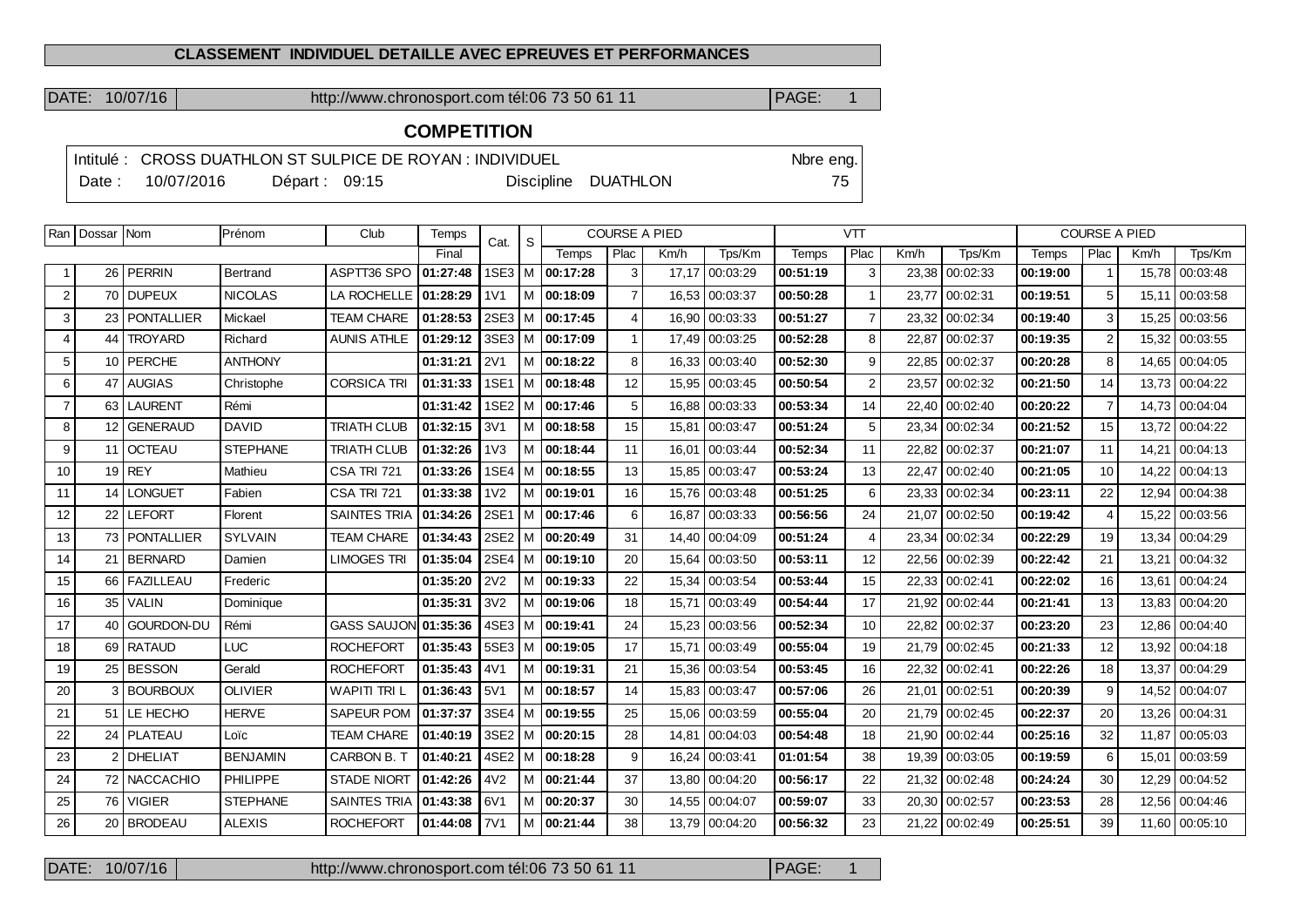## CLASSEMENT INDIVIDUEL DETAILLE AVEC EPREUVES ET PERFORMANCES

DATE: 10/07/16 http://www.chronosport.com tél:06 73 50 61 11 PAGE: 1

## COMPETITION

Intitulé : CROSS DUATHLON ST SULPICE DE ROYAN : INDIVIDUEL Nbre eng.
Date : 10/07/2016 Départ : 09:15 Discipline DUATHLON 75

| Ran | Dossar | Nom | Prénom | Club | Temps | Cat. | S | COURSE A PIED | | | | VTT | | | | COURSE A PIED | | | |
|---|---|---|---|---|---|---|---|---|---|---|---|---|---|---|---|---|---|---|---|
| | | | | | Final | | | Temps | Plac | Km/h | Tps/Km | Temps | Plac | Km/h | Tps/Km | Temps | Plac | Km/h | Tps/Km |
| 1 | 26 | PERRIN | Bertrand | ASPTT36 SPO | 01:27:48 | 1SE3 | M | 00:17:28 | 3 | 17,17 | 00:03:29 | 00:51:19 | 3 | 23,38 | 00:02:33 | 00:19:00 | 1 | 15,78 | 00:03:48 |
| 2 | 70 | DUPEUX | NICOLAS | LA ROCHELLE | 01:28:29 | 1V1 | M | 00:18:09 | 7 | 16,53 | 00:03:37 | 00:50:28 | 1 | 23,77 | 00:02:31 | 00:19:51 | 5 | 15,11 | 00:03:58 |
| 3 | 23 | PONTALLIER | Mickael | TEAM CHARE | 01:28:53 | 2SE3 | M | 00:17:45 | 4 | 16,90 | 00:03:33 | 00:51:27 | 7 | 23,32 | 00:02:34 | 00:19:40 | 3 | 15,25 | 00:03:56 |
| 4 | 44 | TROYARD | Richard | AUNIS ATHLE | 01:29:12 | 3SE3 | M | 00:17:09 | 1 | 17,49 | 00:03:25 | 00:52:28 | 8 | 22,87 | 00:02:37 | 00:19:35 | 2 | 15,32 | 00:03:55 |
| 5 | 10 | PERCHE | ANTHONY | | 01:31:21 | 2V1 | M | 00:18:22 | 8 | 16,33 | 00:03:40 | 00:52:30 | 9 | 22,85 | 00:02:37 | 00:20:28 | 8 | 14,65 | 00:04:05 |
| 6 | 47 | AUGIAS | Christophe | CORSICA TRI | 01:31:33 | 1SE1 | M | 00:18:48 | 12 | 15,95 | 00:03:45 | 00:50:54 | 2 | 23,57 | 00:02:32 | 00:21:50 | 14 | 13,73 | 00:04:22 |
| 7 | 63 | LAURENT | Rémi | | 01:31:42 | 1SE2 | M | 00:17:46 | 5 | 16,88 | 00:03:33 | 00:53:34 | 14 | 22,40 | 00:02:40 | 00:20:22 | 7 | 14,73 | 00:04:04 |
| 8 | 12 | GENERAUD | DAVID | TRIATH CLUB | 01:32:15 | 3V1 | M | 00:18:58 | 15 | 15,81 | 00:03:47 | 00:51:24 | 5 | 23,34 | 00:02:34 | 00:21:52 | 15 | 13,72 | 00:04:22 |
| 9 | 11 | OCTEAU | STEPHANE | TRIATH CLUB | 01:32:26 | 1V3 | M | 00:18:44 | 11 | 16,01 | 00:03:44 | 00:52:34 | 11 | 22,82 | 00:02:37 | 00:21:07 | 11 | 14,21 | 00:04:13 |
| 10 | 19 | REY | Mathieu | CSA TRI 721 | 01:33:26 | 1SE4 | M | 00:18:55 | 13 | 15,85 | 00:03:47 | 00:53:24 | 13 | 22,47 | 00:02:40 | 00:21:05 | 10 | 14,22 | 00:04:13 |
| 11 | 14 | LONGUET | Fabien | CSA TRI 721 | 01:33:38 | 1V2 | M | 00:19:01 | 16 | 15,76 | 00:03:48 | 00:51:25 | 6 | 23,33 | 00:02:34 | 00:23:11 | 22 | 12,94 | 00:04:38 |
| 12 | 22 | LEFORT | Florent | SAINTES TRIA | 01:34:26 | 2SE1 | M | 00:17:46 | 6 | 16,87 | 00:03:33 | 00:56:56 | 24 | 21,07 | 00:02:50 | 00:19:42 | 4 | 15,22 | 00:03:56 |
| 13 | 73 | PONTALLIER | SYLVAIN | TEAM CHARE | 01:34:43 | 2SE2 | M | 00:20:49 | 31 | 14,40 | 00:04:09 | 00:51:24 | 4 | 23,34 | 00:02:34 | 00:22:29 | 19 | 13,34 | 00:04:29 |
| 14 | 21 | BERNARD | Damien | LIMOGES TRI | 01:35:04 | 2SE4 | M | 00:19:10 | 20 | 15,64 | 00:03:50 | 00:53:11 | 12 | 22,56 | 00:02:39 | 00:22:42 | 21 | 13,21 | 00:04:32 |
| 15 | 66 | FAZILLEAU | Frederic | | 01:35:20 | 2V2 | M | 00:19:33 | 22 | 15,34 | 00:03:54 | 00:53:44 | 15 | 22,33 | 00:02:41 | 00:22:02 | 16 | 13,61 | 00:04:24 |
| 16 | 35 | VALIN | Dominique | | 01:35:31 | 3V2 | M | 00:19:06 | 18 | 15,71 | 00:03:49 | 00:54:44 | 17 | 21,92 | 00:02:44 | 00:21:41 | 13 | 13,83 | 00:04:20 |
| 17 | 40 | GOURDON-DU | Rémi | GASS SAUJON | 01:35:36 | 4SE3 | M | 00:19:41 | 24 | 15,23 | 00:03:56 | 00:52:34 | 10 | 22,82 | 00:02:37 | 00:23:20 | 23 | 12,86 | 00:04:40 |
| 18 | 69 | RATAUD | LUC | ROCHEFORT | 01:35:43 | 5SE3 | M | 00:19:05 | 17 | 15,71 | 00:03:49 | 00:55:04 | 19 | 21,79 | 00:02:45 | 00:21:33 | 12 | 13,92 | 00:04:18 |
| 19 | 25 | BESSON | Gerald | ROCHEFORT | 01:35:43 | 4V1 | M | 00:19:31 | 21 | 15,36 | 00:03:54 | 00:53:45 | 16 | 22,32 | 00:02:41 | 00:22:26 | 18 | 13,37 | 00:04:29 |
| 20 | 3 | BOURBOUX | OLIVIER | WAPITI TRI L | 01:36:43 | 5V1 | M | 00:18:57 | 14 | 15,83 | 00:03:47 | 00:57:06 | 26 | 21,01 | 00:02:51 | 00:20:39 | 9 | 14,52 | 00:04:07 |
| 21 | 51 | LE HECHO | HERVE | SAPEUR POM | 01:37:37 | 3SE4 | M | 00:19:55 | 25 | 15,06 | 00:03:59 | 00:55:04 | 20 | 21,79 | 00:02:45 | 00:22:37 | 20 | 13,26 | 00:04:31 |
| 22 | 24 | PLATEAU | Loïc | TEAM CHARE | 01:40:19 | 3SE2 | M | 00:20:15 | 28 | 14,81 | 00:04:03 | 00:54:48 | 18 | 21,90 | 00:02:44 | 00:25:16 | 32 | 11,87 | 00:05:03 |
| 23 | 2 | DHELIAT | BENJAMIN | CARBON B. T | 01:40:21 | 4SE2 | M | 00:18:28 | 9 | 16,24 | 00:03:41 | 01:01:54 | 38 | 19,39 | 00:03:05 | 00:19:59 | 6 | 15,01 | 00:03:59 |
| 24 | 72 | NACCACHIO | PHILIPPE | STADE NIORT | 01:42:26 | 4V2 | M | 00:21:44 | 37 | 13,80 | 00:04:20 | 00:56:17 | 22 | 21,32 | 00:02:48 | 00:24:24 | 30 | 12,29 | 00:04:52 |
| 25 | 76 | VIGIER | STEPHANE | SAINTES TRIA | 01:43:38 | 6V1 | M | 00:20:37 | 30 | 14,55 | 00:04:07 | 00:59:07 | 33 | 20,30 | 00:02:57 | 00:23:53 | 28 | 12,56 | 00:04:46 |
| 26 | 20 | BRODEAU | ALEXIS | ROCHEFORT | 01:44:08 | 7V1 | M | 00:21:44 | 38 | 13,79 | 00:04:20 | 00:56:32 | 23 | 21,22 | 00:02:49 | 00:25:51 | 39 | 11,60 | 00:05:10 |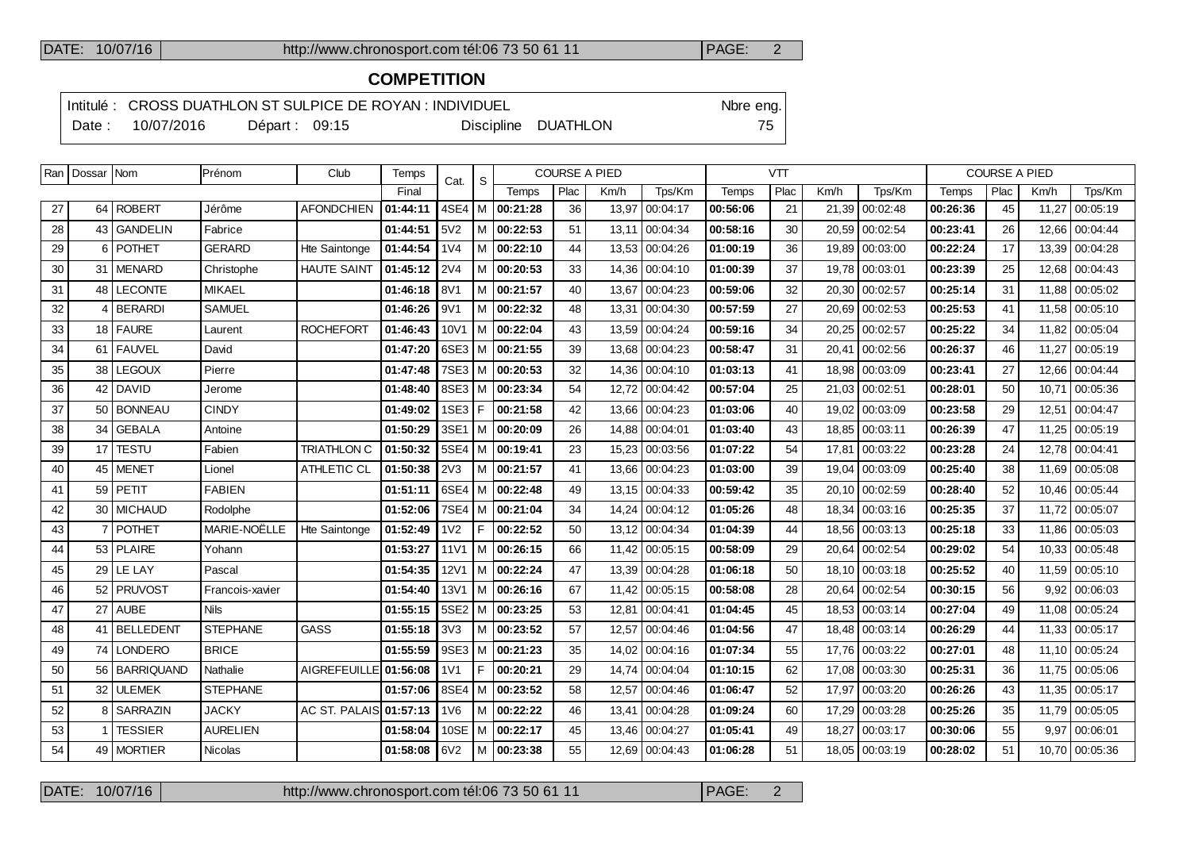## COMPETITION

Intitulé : CROSS DUATHLON ST SULPICE DE ROYAN : INDIVIDUEL — Nbre eng. 75

Date : 10/07/2016 — Départ : 09:15 — Discipline DUATHLON

| Ran | Dossar | Nom | Prénom | Club | Temps | Cat. | S | COURSE A PIED | | | | VTT | | | | COURSE A PIED | | | |
|---|---|---|---|---|---|---|---|---|---|---|---|---|---|---|---|---|---|---|---|
| | | | | | Final | | | Temps | Plac | Km/h | Tps/Km | Temps | Plac | Km/h | Tps/Km | Temps | Plac | Km/h | Tps/Km |
| 27 | 64 | ROBERT | Jérôme | AFONDCHIEN | **01:44:11** | 4SE4 | M | **00:21:28** | 36 | 13,97 | 00:04:17 | **00:56:06** | 21 | 21,39 | 00:02:48 | **00:26:36** | 45 | 11,27 | 00:05:19 |
| 28 | 43 | GANDELIN | Fabrice | | **01:44:51** | 5V2 | M | **00:22:53** | 51 | 13,11 | 00:04:34 | **00:58:16** | 30 | 20,59 | 00:02:54 | **00:23:41** | 26 | 12,66 | 00:04:44 |
| 29 | 6 | POTHET | GERARD | Hte Saintonge | **01:44:54** | 1V4 | M | **00:22:10** | 44 | 13,53 | 00:04:26 | **01:00:19** | 36 | 19,89 | 00:03:00 | **00:22:24** | 17 | 13,39 | 00:04:28 |
| 30 | 31 | MENARD | Christophe | HAUTE SAINT | **01:45:12** | 2V4 | M | **00:20:53** | 33 | 14,36 | 00:04:10 | **01:00:39** | 37 | 19,78 | 00:03:01 | **00:23:39** | 25 | 12,68 | 00:04:43 |
| 31 | 48 | LECONTE | MIKAEL | | **01:46:18** | 8V1 | M | **00:21:57** | 40 | 13,67 | 00:04:23 | **00:59:06** | 32 | 20,30 | 00:02:57 | **00:25:14** | 31 | 11,88 | 00:05:02 |
| 32 | 4 | BERARDI | SAMUEL | | **01:46:26** | 9V1 | M | **00:22:32** | 48 | 13,31 | 00:04:30 | **00:57:59** | 27 | 20,69 | 00:02:53 | **00:25:53** | 41 | 11,58 | 00:05:10 |
| 33 | 18 | FAURE | Laurent | ROCHEFORT | **01:46:43** | 10V1 | M | **00:22:04** | 43 | 13,59 | 00:04:24 | **00:59:16** | 34 | 20,25 | 00:02:57 | **00:25:22** | 34 | 11,82 | 00:05:04 |
| 34 | 61 | FAUVEL | David | | **01:47:20** | 6SE3 | M | **00:21:55** | 39 | 13,68 | 00:04:23 | **00:58:47** | 31 | 20,41 | 00:02:56 | **00:26:37** | 46 | 11,27 | 00:05:19 |
| 35 | 38 | LEGOUX | Pierre | | **01:47:48** | 7SE3 | M | **00:20:53** | 32 | 14,36 | 00:04:10 | **01:03:13** | 41 | 18,98 | 00:03:09 | **00:23:41** | 27 | 12,66 | 00:04:44 |
| 36 | 42 | DAVID | Jerome | | **01:48:40** | 8SE3 | M | **00:23:34** | 54 | 12,72 | 00:04:42 | **00:57:04** | 25 | 21,03 | 00:02:51 | **00:28:01** | 50 | 10,71 | 00:05:36 |
| 37 | 50 | BONNEAU | CINDY | | **01:49:02** | 1SE3 | F | **00:21:58** | 42 | 13,66 | 00:04:23 | **01:03:06** | 40 | 19,02 | 00:03:09 | **00:23:58** | 29 | 12,51 | 00:04:47 |
| 38 | 34 | GEBALA | Antoine | | **01:50:29** | 3SE1 | M | **00:20:09** | 26 | 14,88 | 00:04:01 | **01:03:40** | 43 | 18,85 | 00:03:11 | **00:26:39** | 47 | 11,25 | 00:05:19 |
| 39 | 17 | TESTU | Fabien | TRIATHLON C | **01:50:32** | 5SE4 | M | **00:19:41** | 23 | 15,23 | 00:03:56 | **01:07:22** | 54 | 17,81 | 00:03:22 | **00:23:28** | 24 | 12,78 | 00:04:41 |
| 40 | 45 | MENET | Lionel | ATHLETIC CL | **01:50:38** | 2V3 | M | **00:21:57** | 41 | 13,66 | 00:04:23 | **01:03:00** | 39 | 19,04 | 00:03:09 | **00:25:40** | 38 | 11,69 | 00:05:08 |
| 41 | 59 | PETIT | FABIEN | | **01:51:11** | 6SE4 | M | **00:22:48** | 49 | 13,15 | 00:04:33 | **00:59:42** | 35 | 20,10 | 00:02:59 | **00:28:40** | 52 | 10,46 | 00:05:44 |
| 42 | 30 | MICHAUD | Rodolphe | | **01:52:06** | 7SE4 | M | **00:21:04** | 34 | 14,24 | 00:04:12 | **01:05:26** | 48 | 18,34 | 00:03:16 | **00:25:35** | 37 | 11,72 | 00:05:07 |
| 43 | 7 | POTHET | MARIE-NOËLLE | Hte Saintonge | **01:52:49** | 1V2 | F | **00:22:52** | 50 | 13,12 | 00:04:34 | **01:04:39** | 44 | 18,56 | 00:03:13 | **00:25:18** | 33 | 11,86 | 00:05:03 |
| 44 | 53 | PLAIRE | Yohann | | **01:53:27** | 11V1 | M | **00:26:15** | 66 | 11,42 | 00:05:15 | **00:58:09** | 29 | 20,64 | 00:02:54 | **00:29:02** | 54 | 10,33 | 00:05:48 |
| 45 | 29 | LE LAY | Pascal | | **01:54:35** | 12V1 | M | **00:22:24** | 47 | 13,39 | 00:04:28 | **01:06:18** | 50 | 18,10 | 00:03:18 | **00:25:52** | 40 | 11,59 | 00:05:10 |
| 46 | 52 | PRUVOST | Francois-xavier | | **01:54:40** | 13V1 | M | **00:26:16** | 67 | 11,42 | 00:05:15 | **00:58:08** | 28 | 20,64 | 00:02:54 | **00:30:15** | 56 | 9,92 | 00:06:03 |
| 47 | 27 | AUBE | Nils | | **01:55:15** | 5SE2 | M | **00:23:25** | 53 | 12,81 | 00:04:41 | **01:04:45** | 45 | 18,53 | 00:03:14 | **00:27:04** | 49 | 11,08 | 00:05:24 |
| 48 | 41 | BELLEDENT | STEPHANE | GASS | **01:55:18** | 3V3 | M | **00:23:52** | 57 | 12,57 | 00:04:46 | **01:04:56** | 47 | 18,48 | 00:03:14 | **00:26:29** | 44 | 11,33 | 00:05:17 |
| 49 | 74 | LONDERO | BRICE | | **01:55:59** | 9SE3 | M | **00:21:23** | 35 | 14,02 | 00:04:16 | **01:07:34** | 55 | 17,76 | 00:03:22 | **00:27:01** | 48 | 11,10 | 00:05:24 |
| 50 | 56 | BARRIQUAND | Nathalie | AIGREFEUILLE | **01:56:08** | 1V1 | F | **00:20:21** | 29 | 14,74 | 00:04:04 | **01:10:15** | 62 | 17,08 | 00:03:30 | **00:25:31** | 36 | 11,75 | 00:05:06 |
| 51 | 32 | ULEMEK | STEPHANE | | **01:57:06** | 8SE4 | M | **00:23:52** | 58 | 12,57 | 00:04:46 | **01:06:47** | 52 | 17,97 | 00:03:20 | **00:26:26** | 43 | 11,35 | 00:05:17 |
| 52 | 8 | SARRAZIN | JACKY | AC ST. PALAIS | **01:57:13** | 1V6 | M | **00:22:22** | 46 | 13,41 | 00:04:28 | **01:09:24** | 60 | 17,29 | 00:03:28 | **00:25:26** | 35 | 11,79 | 00:05:05 |
| 53 | 1 | TESSIER | AURELIEN | | **01:58:04** | 10SE | M | **00:22:17** | 45 | 13,46 | 00:04:27 | **01:05:41** | 49 | 18,27 | 00:03:17 | **00:30:06** | 55 | 9,97 | 00:06:01 |
| 54 | 49 | MORTIER | Nicolas | | **01:58:08** | 6V2 | M | **00:23:38** | 55 | 12,69 | 00:04:43 | **01:06:28** | 51 | 18,05 | 00:03:19 | **00:28:02** | 51 | 10,70 | 00:05:36 |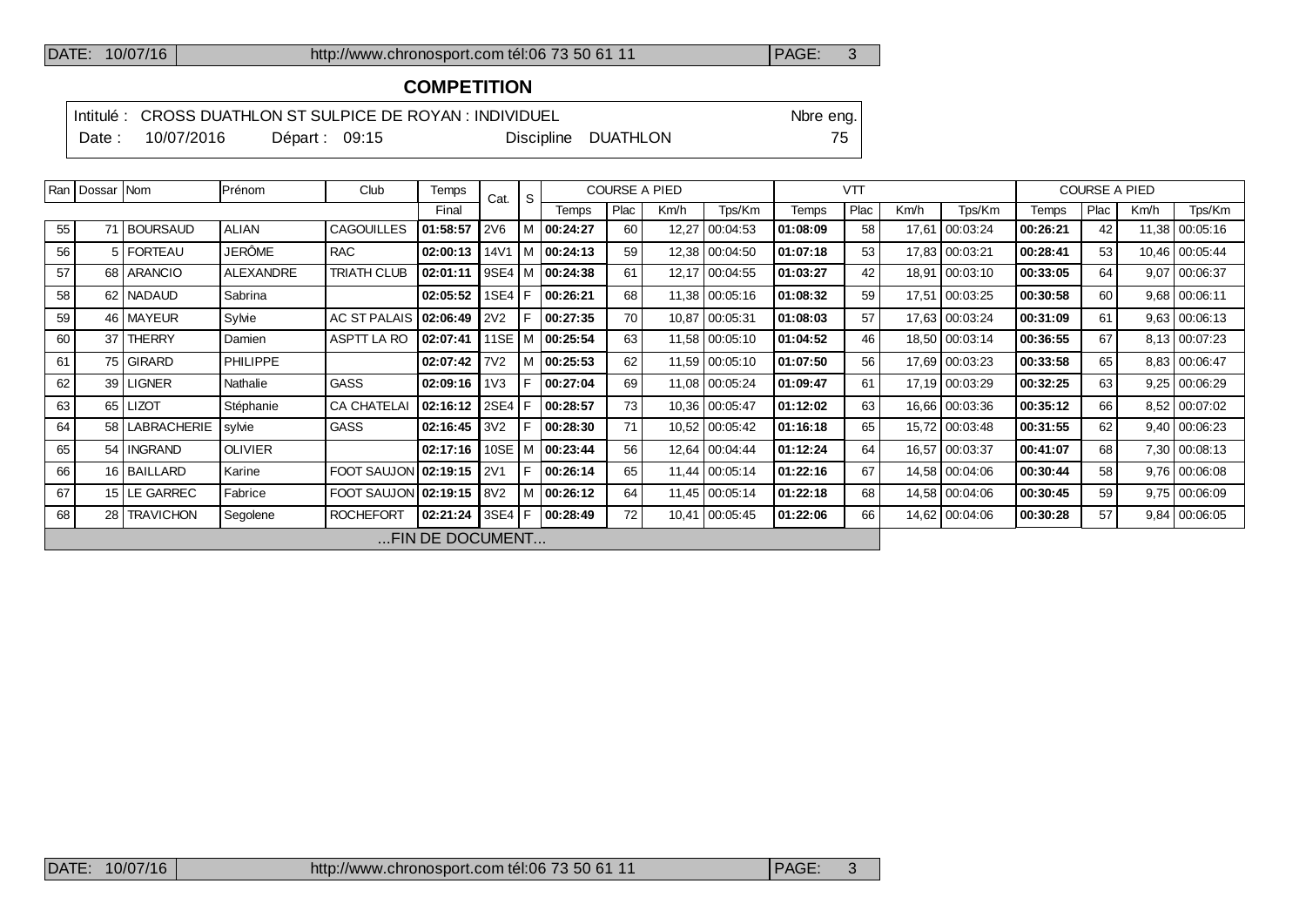## COMPETITION

Intitulé : CROSS DUATHLON ST SULPICE DE ROYAN : INDIVIDUEL — Nbre eng. 75

Date : 10/07/2016 — Départ : 09:15 — Discipline DUATHLON

| Ran | Dossar | Nom | Prénom | Club | Temps | Cat. | S | COURSE A PIED | | | | VTT | | | | COURSE A PIED | | | |
|---|---|---|---|---|---|---|---|---|---|---|---|---|---|---|---|---|---|---|---|
| | | | | | Final | | | Temps | Plac | Km/h | Tps/Km | Temps | Plac | Km/h | Tps/Km | Temps | Plac | Km/h | Tps/Km |
| 55 | 71 | BOURSAUD | ALIAN | CAGOUILLES | **01:58:57** | 2V6 | M | **00:24:27** | 60 | 12,27 | 00:04:53 | **01:08:09** | 58 | 17,61 | 00:03:24 | **00:26:21** | 42 | 11,38 | 00:05:16 |
| 56 | 5 | FORTEAU | JERÔME | RAC | **02:00:13** | 14V1 | M | **00:24:13** | 59 | 12,38 | 00:04:50 | **01:07:18** | 53 | 17,83 | 00:03:21 | **00:28:41** | 53 | 10,46 | 00:05:44 |
| 57 | 68 | ARANCIO | ALEXANDRE | TRIATH CLUB | **02:01:11** | 9SE4 | M | **00:24:38** | 61 | 12,17 | 00:04:55 | **01:03:27** | 42 | 18,91 | 00:03:10 | **00:33:05** | 64 | 9,07 | 00:06:37 |
| 58 | 62 | NADAUD | Sabrina | | **02:05:52** | 1SE4 | F | **00:26:21** | 68 | 11,38 | 00:05:16 | **01:08:32** | 59 | 17,51 | 00:03:25 | **00:30:58** | 60 | 9,68 | 00:06:11 |
| 59 | 46 | MAYEUR | Sylvie | AC ST PALAIS | **02:06:49** | 2V2 | F | **00:27:35** | 70 | 10,87 | 00:05:31 | **01:08:03** | 57 | 17,63 | 00:03:24 | **00:31:09** | 61 | 9,63 | 00:06:13 |
| 60 | 37 | THERRY | Damien | ASPTT LA RO | **02:07:41** | 11SE | M | **00:25:54** | 63 | 11,58 | 00:05:10 | **01:04:52** | 46 | 18,50 | 00:03:14 | **00:36:55** | 67 | 8,13 | 00:07:23 |
| 61 | 75 | GIRARD | PHILIPPE | | **02:07:42** | 7V2 | M | **00:25:53** | 62 | 11,59 | 00:05:10 | **01:07:50** | 56 | 17,69 | 00:03:23 | **00:33:58** | 65 | 8,83 | 00:06:47 |
| 62 | 39 | LIGNER | Nathalie | GASS | **02:09:16** | 1V3 | F | **00:27:04** | 69 | 11,08 | 00:05:24 | **01:09:47** | 61 | 17,19 | 00:03:29 | **00:32:25** | 63 | 9,25 | 00:06:29 |
| 63 | 65 | LIZOT | Stéphanie | CA CHATELAI | **02:16:12** | 2SE4 | F | **00:28:57** | 73 | 10,36 | 00:05:47 | **01:12:02** | 63 | 16,66 | 00:03:36 | **00:35:12** | 66 | 8,52 | 00:07:02 |
| 64 | 58 | LABRACHERIE | sylvie | GASS | **02:16:45** | 3V2 | F | **00:28:30** | 71 | 10,52 | 00:05:42 | **01:16:18** | 65 | 15,72 | 00:03:48 | **00:31:55** | 62 | 9,40 | 00:06:23 |
| 65 | 54 | INGRAND | OLIVIER | | **02:17:16** | 10SE | M | **00:23:44** | 56 | 12,64 | 00:04:44 | **01:12:24** | 64 | 16,57 | 00:03:37 | **00:41:07** | 68 | 7,30 | 00:08:13 |
| 66 | 16 | BAILLARD | Karine | FOOT SAUJON | **02:19:15** | 2V1 | F | **00:26:14** | 65 | 11,44 | 00:05:14 | **01:22:16** | 67 | 14,58 | 00:04:06 | **00:30:44** | 58 | 9,76 | 00:06:08 |
| 67 | 15 | LE GARREC | Fabrice | FOOT SAUJON | **02:19:15** | 8V2 | M | **00:26:12** | 64 | 11,45 | 00:05:14 | **01:22:18** | 68 | 14,58 | 00:04:06 | **00:30:45** | 59 | 9,75 | 00:06:09 |
| 68 | 28 | TRAVICHON | Segolene | ROCHEFORT | **02:21:24** | 3SE4 | F | **00:28:49** | 72 | 10,41 | 00:05:45 | **01:22:06** | 66 | 14,62 | 00:04:06 | **00:30:28** | 57 | 9,84 | 00:06:05 |

...FIN DE DOCUMENT...